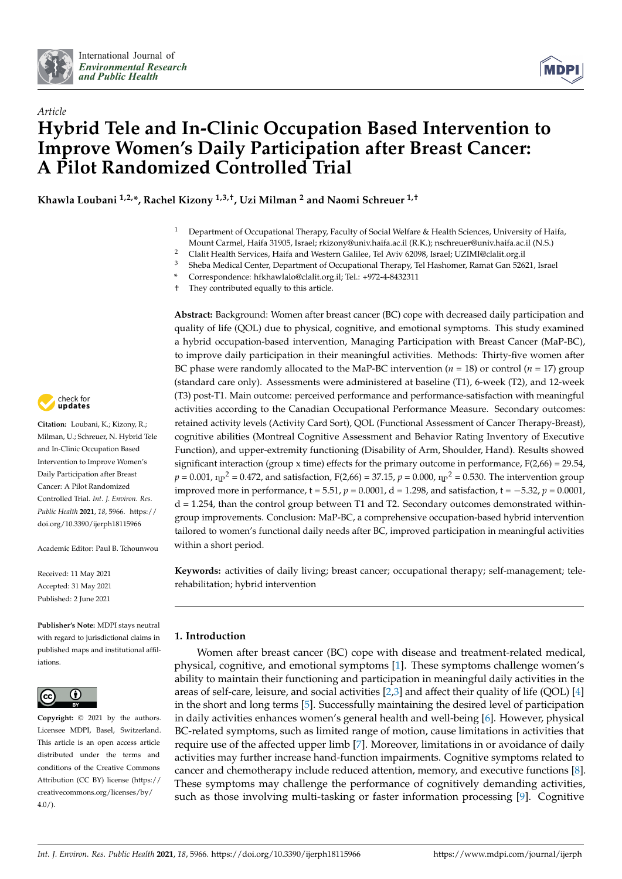International Journal of *Environmental Research and Public Health*

*Article*

# Hybrid Tele and In-Clinic Occupation Based Intervention to Improve Women's Daily Participation after Breast Cancer: A Pilot Randomized Controlled Trial

**Khawla Loubani [1,2,*], Rachel Kizony [1,3,†], Uzi Milman [2] and Naomi Schreuer [1,†]**

[1] Department of Occupational Therapy, Faculty of Social Welfare & Health Sciences, University of Haifa, Mount Carmel, Haifa 31905, Israel; rkizony@univ.haifa.ac.il (R.K.); nschreuer@univ.haifa.ac.il (N.S.)
[2] Clalit Health Services, Haifa and Western Galilee, Tel Aviv 62098, Israel; UZIMI@clalit.org.il
[3] Sheba Medical Center, Department of Occupational Therapy, Tel Hashomer, Ramat Gan 52621, Israel
* Correspondence: hfkhawlalo@clalit.org.il; Tel.: +972-4-8432311
† They contributed equally to this article.

**Abstract:** Background: Women after breast cancer (BC) cope with decreased daily participation and quality of life (QOL) due to physical, cognitive, and emotional symptoms. This study examined a hybrid occupation-based intervention, Managing Participation with Breast Cancer (MaP-BC), to improve daily participation in their meaningful activities. Methods: Thirty-five women after BC phase were randomly allocated to the MaP-BC intervention ($n$ = 18) or control ($n$ = 17) group (standard care only). Assessments were administered at baseline (T1), 6-week (T2), and 12-week (T3) post-T1. Main outcome: perceived performance and performance-satisfaction with meaningful activities according to the Canadian Occupational Performance Measure. Secondary outcomes: retained activity levels (Activity Card Sort), QOL (Functional Assessment of Cancer Therapy-Breast), cognitive abilities (Montreal Cognitive Assessment and Behavior Rating Inventory of Executive Function), and upper-extremity functioning (Disability of Arm, Shoulder, Hand). Results showed significant interaction (group x time) effects for the primary outcome in performance, $F(2,66) = 29.54$, $p = 0.001$, $\eta_p^2 = 0.472$, and satisfaction, $F(2,66) = 37.15$, $p = 0.000$, $\eta_p^2 = 0.530$. The intervention group improved more in performance, $t = 5.51$, $p = 0.0001$, $d = 1.298$, and satisfaction, $t = -5.32$, $p = 0.0001$, $d = 1.254$, than the control group between T1 and T2. Secondary outcomes demonstrated within-group improvements. Conclusion: MaP-BC, a comprehensive occupation-based hybrid intervention tailored to women's functional daily needs after BC, improved participation in meaningful activities within a short period.

**Keywords:** activities of daily living; breast cancer; occupational therapy; self-management; tele-rehabilitation; hybrid intervention

**Citation:** Loubani, K.; Kizony, R.; Milman, U.; Schreuer, N. Hybrid Tele and In-Clinic Occupation Based Intervention to Improve Women's Daily Participation after Breast Cancer: A Pilot Randomized Controlled Trial. *Int. J. Environ. Res. Public Health* **2021**, *18*, 5966. https://doi.org/10.3390/ijerph18115966

Academic Editor: Paul B. Tchounwou

Received: 11 May 2021
Accepted: 31 May 2021
Published: 2 June 2021

**Publisher's Note:** MDPI stays neutral with regard to jurisdictional claims in published maps and institutional affiliations.

**Copyright:** © 2021 by the authors. Licensee MDPI, Basel, Switzerland. This article is an open access article distributed under the terms and conditions of the Creative Commons Attribution (CC BY) license (https://creativecommons.org/licenses/by/4.0/).

## 1. Introduction

Women after breast cancer (BC) cope with disease and treatment-related medical, physical, cognitive, and emotional symptoms [1]. These symptoms challenge women's ability to maintain their functioning and participation in meaningful daily activities in the areas of self-care, leisure, and social activities [2,3] and affect their quality of life (QOL) [4] in the short and long terms [5]. Successfully maintaining the desired level of participation in daily activities enhances women's general health and well-being [6]. However, physical BC-related symptoms, such as limited range of motion, cause limitations in activities that require use of the affected upper limb [7]. Moreover, limitations in or avoidance of daily activities may further increase hand-function impairments. Cognitive symptoms related to cancer and chemotherapy include reduced attention, memory, and executive functions [8]. These symptoms may challenge the performance of cognitively demanding activities, such as those involving multi-tasking or faster information processing [9]. Cognitive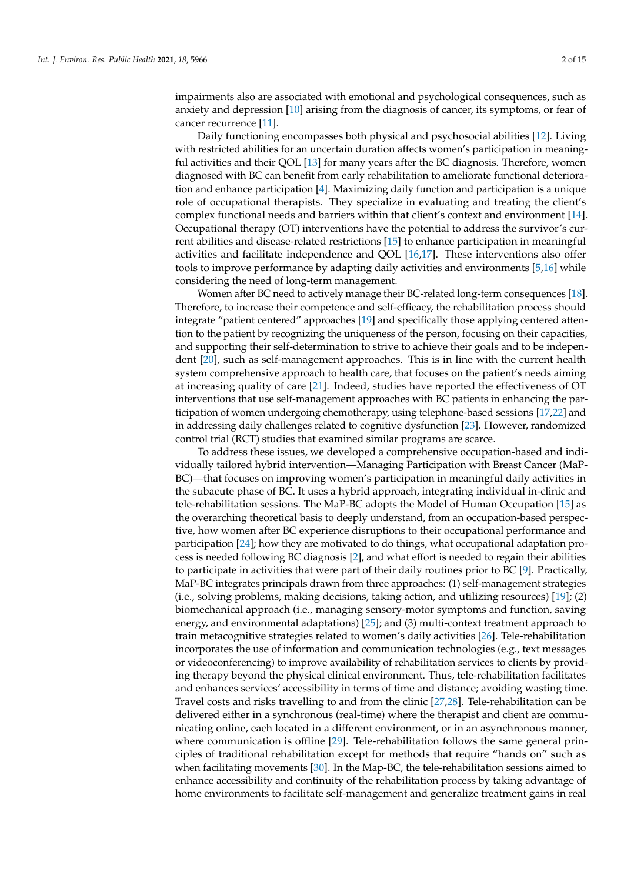impairments also are associated with emotional and psychological consequences, such as anxiety and depression [10] arising from the diagnosis of cancer, its symptoms, or fear of cancer recurrence [11].

Daily functioning encompasses both physical and psychosocial abilities [12]. Living with restricted abilities for an uncertain duration affects women's participation in meaningful activities and their QOL [13] for many years after the BC diagnosis. Therefore, women diagnosed with BC can benefit from early rehabilitation to ameliorate functional deterioration and enhance participation [4]. Maximizing daily function and participation is a unique role of occupational therapists. They specialize in evaluating and treating the client's complex functional needs and barriers within that client's context and environment [14]. Occupational therapy (OT) interventions have the potential to address the survivor's current abilities and disease-related restrictions [15] to enhance participation in meaningful activities and facilitate independence and QOL [16,17]. These interventions also offer tools to improve performance by adapting daily activities and environments [5,16] while considering the need of long-term management.

Women after BC need to actively manage their BC-related long-term consequences [18]. Therefore, to increase their competence and self-efficacy, the rehabilitation process should integrate "patient centered" approaches [19] and specifically those applying centered attention to the patient by recognizing the uniqueness of the person, focusing on their capacities, and supporting their self-determination to strive to achieve their goals and to be independent [20], such as self-management approaches. This is in line with the current health system comprehensive approach to health care, that focuses on the patient's needs aiming at increasing quality of care [21]. Indeed, studies have reported the effectiveness of OT interventions that use self-management approaches with BC patients in enhancing the participation of women undergoing chemotherapy, using telephone-based sessions [17,22] and in addressing daily challenges related to cognitive dysfunction [23]. However, randomized control trial (RCT) studies that examined similar programs are scarce.

To address these issues, we developed a comprehensive occupation-based and individually tailored hybrid intervention—Managing Participation with Breast Cancer (MaP-BC)—that focuses on improving women's participation in meaningful daily activities in the subacute phase of BC. It uses a hybrid approach, integrating individual in-clinic and tele-rehabilitation sessions. The MaP-BC adopts the Model of Human Occupation [15] as the overarching theoretical basis to deeply understand, from an occupation-based perspective, how women after BC experience disruptions to their occupational performance and participation [24]; how they are motivated to do things, what occupational adaptation process is needed following BC diagnosis [2], and what effort is needed to regain their abilities to participate in activities that were part of their daily routines prior to BC [9]. Practically, MaP-BC integrates principals drawn from three approaches: (1) self-management strategies (i.e., solving problems, making decisions, taking action, and utilizing resources) [19]; (2) biomechanical approach (i.e., managing sensory-motor symptoms and function, saving energy, and environmental adaptations) [25]; and (3) multi-context treatment approach to train metacognitive strategies related to women's daily activities [26]. Tele-rehabilitation incorporates the use of information and communication technologies (e.g., text messages or videoconferencing) to improve availability of rehabilitation services to clients by providing therapy beyond the physical clinical environment. Thus, tele-rehabilitation facilitates and enhances services' accessibility in terms of time and distance; avoiding wasting time. Travel costs and risks travelling to and from the clinic [27,28]. Tele-rehabilitation can be delivered either in a synchronous (real-time) where the therapist and client are communicating online, each located in a different environment, or in an asynchronous manner, where communication is offline [29]. Tele-rehabilitation follows the same general principles of traditional rehabilitation except for methods that require "hands on" such as when facilitating movements [30]. In the Map-BC, the tele-rehabilitation sessions aimed to enhance accessibility and continuity of the rehabilitation process by taking advantage of home environments to facilitate self-management and generalize treatment gains in real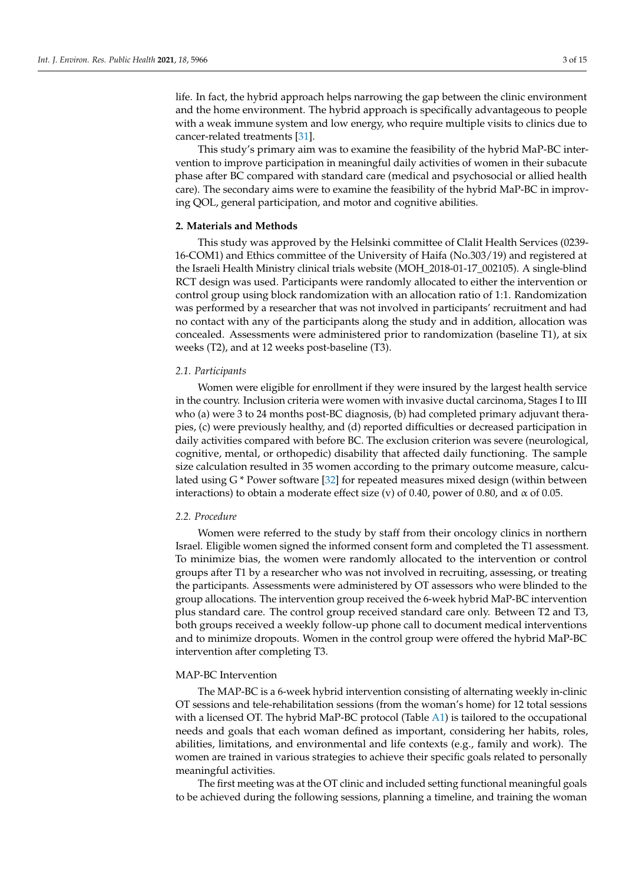life. In fact, the hybrid approach helps narrowing the gap between the clinic environment and the home environment. The hybrid approach is specifically advantageous to people with a weak immune system and low energy, who require multiple visits to clinics due to cancer-related treatments [31].

This study's primary aim was to examine the feasibility of the hybrid MaP-BC intervention to improve participation in meaningful daily activities of women in their subacute phase after BC compared with standard care (medical and psychosocial or allied health care). The secondary aims were to examine the feasibility of the hybrid MaP-BC in improving QOL, general participation, and motor and cognitive abilities.

## 2. Materials and Methods

This study was approved by the Helsinki committee of Clalit Health Services (0239-16-COM1) and Ethics committee of the University of Haifa (No.303/19) and registered at the Israeli Health Ministry clinical trials website (MOH_2018-01-17_002105). A single-blind RCT design was used. Participants were randomly allocated to either the intervention or control group using block randomization with an allocation ratio of 1:1. Randomization was performed by a researcher that was not involved in participants' recruitment and had no contact with any of the participants along the study and in addition, allocation was concealed. Assessments were administered prior to randomization (baseline T1), at six weeks (T2), and at 12 weeks post-baseline (T3).

### *2.1. Participants*

Women were eligible for enrollment if they were insured by the largest health service in the country. Inclusion criteria were women with invasive ductal carcinoma, Stages I to III who (a) were 3 to 24 months post-BC diagnosis, (b) had completed primary adjuvant therapies, (c) were previously healthy, and (d) reported difficulties or decreased participation in daily activities compared with before BC. The exclusion criterion was severe (neurological, cognitive, mental, or orthopedic) disability that affected daily functioning. The sample size calculation resulted in 35 women according to the primary outcome measure, calculated using G * Power software [32] for repeated measures mixed design (within between interactions) to obtain a moderate effect size (v) of 0.40, power of 0.80, and $\alpha$ of 0.05.

### *2.2. Procedure*

Women were referred to the study by staff from their oncology clinics in northern Israel. Eligible women signed the informed consent form and completed the T1 assessment. To minimize bias, the women were randomly allocated to the intervention or control groups after T1 by a researcher who was not involved in recruiting, assessing, or treating the participants. Assessments were administered by OT assessors who were blinded to the group allocations. The intervention group received the 6-week hybrid MaP-BC intervention plus standard care. The control group received standard care only. Between T2 and T3, both groups received a weekly follow-up phone call to document medical interventions and to minimize dropouts. Women in the control group were offered the hybrid MaP-BC intervention after completing T3.

#### MAP-BC Intervention

The MAP-BC is a 6-week hybrid intervention consisting of alternating weekly in-clinic OT sessions and tele-rehabilitation sessions (from the woman's home) for 12 total sessions with a licensed OT. The hybrid MaP-BC protocol (Table A1) is tailored to the occupational needs and goals that each woman defined as important, considering her habits, roles, abilities, limitations, and environmental and life contexts (e.g., family and work). The women are trained in various strategies to achieve their specific goals related to personally meaningful activities.

The first meeting was at the OT clinic and included setting functional meaningful goals to be achieved during the following sessions, planning a timeline, and training the woman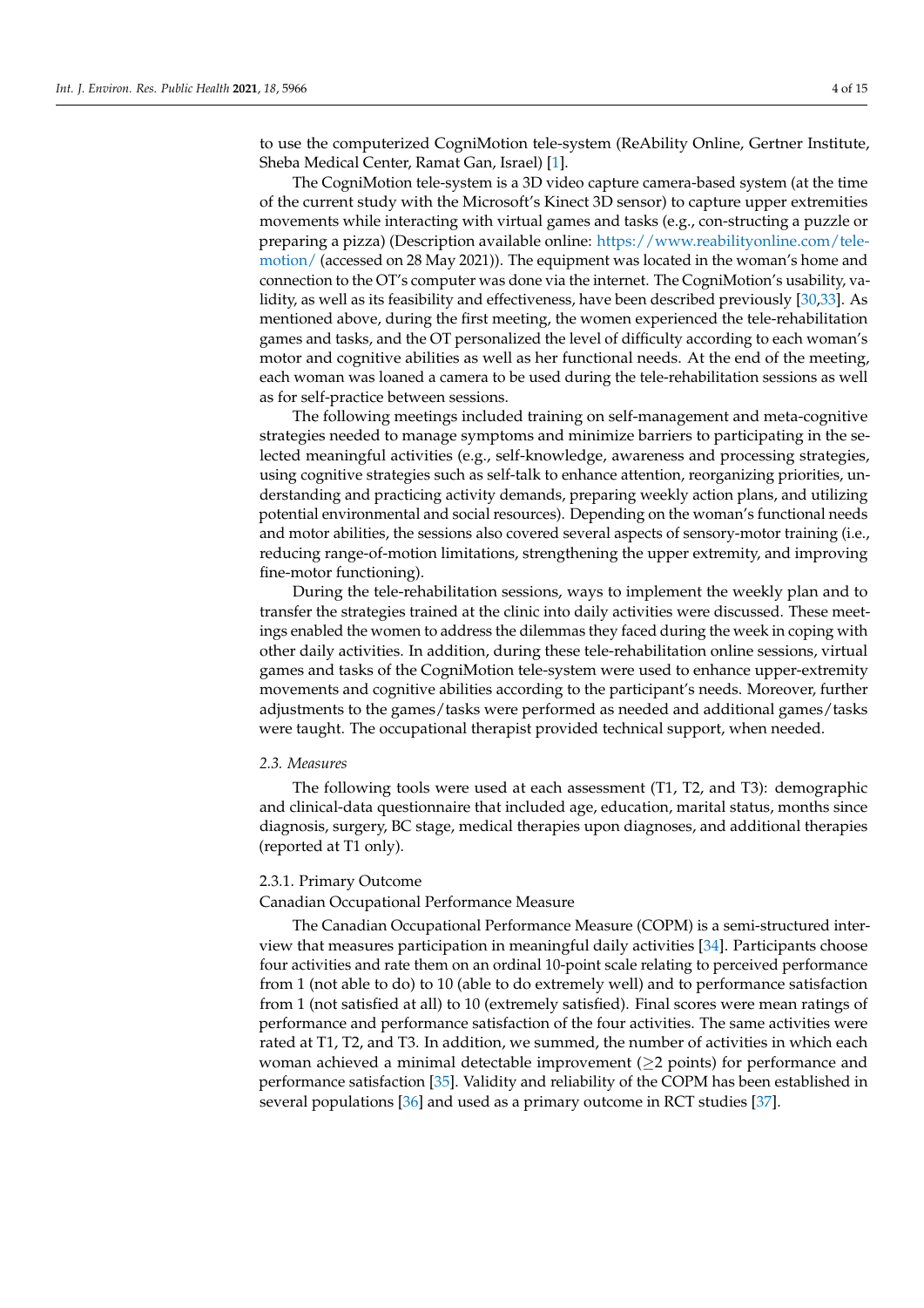to use the computerized CogniMotion tele-system (ReAbility Online, Gertner Institute, Sheba Medical Center, Ramat Gan, Israel) [1].

The CogniMotion tele-system is a 3D video capture camera-based system (at the time of the current study with the Microsoft's Kinect 3D sensor) to capture upper extremities movements while interacting with virtual games and tasks (e.g., con-structing a puzzle or preparing a pizza) (Description available online: https://www.reabilityonline.com/tele-motion/ (accessed on 28 May 2021)). The equipment was located in the woman's home and connection to the OT's computer was done via the internet. The CogniMotion's usability, validity, as well as its feasibility and effectiveness, have been described previously [30,33]. As mentioned above, during the first meeting, the women experienced the tele-rehabilitation games and tasks, and the OT personalized the level of difficulty according to each woman's motor and cognitive abilities as well as her functional needs. At the end of the meeting, each woman was loaned a camera to be used during the tele-rehabilitation sessions as well as for self-practice between sessions.

The following meetings included training on self-management and meta-cognitive strategies needed to manage symptoms and minimize barriers to participating in the selected meaningful activities (e.g., self-knowledge, awareness and processing strategies, using cognitive strategies such as self-talk to enhance attention, reorganizing priorities, understanding and practicing activity demands, preparing weekly action plans, and utilizing potential environmental and social resources). Depending on the woman's functional needs and motor abilities, the sessions also covered several aspects of sensory-motor training (i.e., reducing range-of-motion limitations, strengthening the upper extremity, and improving fine-motor functioning).

During the tele-rehabilitation sessions, ways to implement the weekly plan and to transfer the strategies trained at the clinic into daily activities were discussed. These meetings enabled the women to address the dilemmas they faced during the week in coping with other daily activities. In addition, during these tele-rehabilitation online sessions, virtual games and tasks of the CogniMotion tele-system were used to enhance upper-extremity movements and cognitive abilities according to the participant's needs. Moreover, further adjustments to the games/tasks were performed as needed and additional games/tasks were taught. The occupational therapist provided technical support, when needed.

### *2.3. Measures*

The following tools were used at each assessment (T1, T2, and T3): demographic and clinical-data questionnaire that included age, education, marital status, months since diagnosis, surgery, BC stage, medical therapies upon diagnoses, and additional therapies (reported at T1 only).

#### 2.3.1. Primary Outcome

Canadian Occupational Performance Measure

The Canadian Occupational Performance Measure (COPM) is a semi-structured interview that measures participation in meaningful daily activities [34]. Participants choose four activities and rate them on an ordinal 10-point scale relating to perceived performance from 1 (not able to do) to 10 (able to do extremely well) and to performance satisfaction from 1 (not satisfied at all) to 10 (extremely satisfied). Final scores were mean ratings of performance and performance satisfaction of the four activities. The same activities were rated at T1, T2, and T3. In addition, we summed, the number of activities in which each woman achieved a minimal detectable improvement ($\geq$2 points) for performance and performance satisfaction [35]. Validity and reliability of the COPM has been established in several populations [36] and used as a primary outcome in RCT studies [37].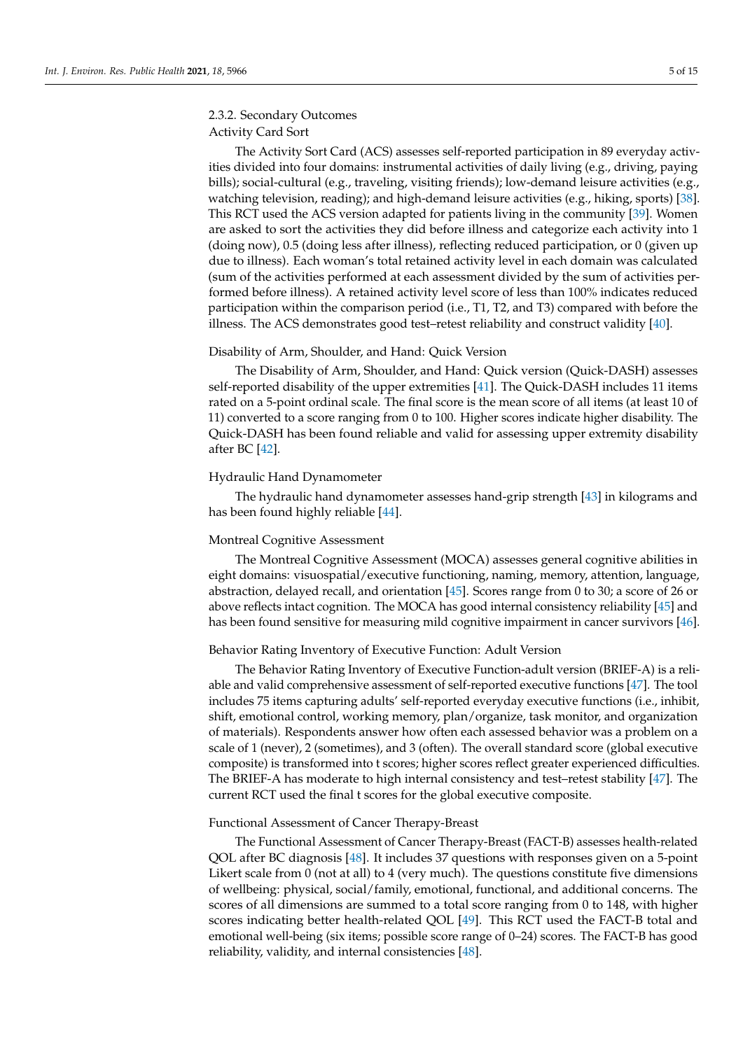#### 2.3.2. Secondary Outcomes

##### Activity Card Sort

The Activity Sort Card (ACS) assesses self-reported participation in 89 everyday activities divided into four domains: instrumental activities of daily living (e.g., driving, paying bills); social-cultural (e.g., traveling, visiting friends); low-demand leisure activities (e.g., watching television, reading); and high-demand leisure activities (e.g., hiking, sports) [38]. This RCT used the ACS version adapted for patients living in the community [39]. Women are asked to sort the activities they did before illness and categorize each activity into 1 (doing now), 0.5 (doing less after illness), reflecting reduced participation, or 0 (given up due to illness). Each woman's total retained activity level in each domain was calculated (sum of the activities performed at each assessment divided by the sum of activities performed before illness). A retained activity level score of less than 100% indicates reduced participation within the comparison period (i.e., T1, T2, and T3) compared with before the illness. The ACS demonstrates good test–retest reliability and construct validity [40].

##### Disability of Arm, Shoulder, and Hand: Quick Version

The Disability of Arm, Shoulder, and Hand: Quick version (Quick-DASH) assesses self-reported disability of the upper extremities [41]. The Quick-DASH includes 11 items rated on a 5-point ordinal scale. The final score is the mean score of all items (at least 10 of 11) converted to a score ranging from 0 to 100. Higher scores indicate higher disability. The Quick-DASH has been found reliable and valid for assessing upper extremity disability after BC [42].

##### Hydraulic Hand Dynamometer

The hydraulic hand dynamometer assesses hand-grip strength [43] in kilograms and has been found highly reliable [44].

##### Montreal Cognitive Assessment

The Montreal Cognitive Assessment (MOCA) assesses general cognitive abilities in eight domains: visuospatial/executive functioning, naming, memory, attention, language, abstraction, delayed recall, and orientation [45]. Scores range from 0 to 30; a score of 26 or above reflects intact cognition. The MOCA has good internal consistency reliability [45] and has been found sensitive for measuring mild cognitive impairment in cancer survivors [46].

##### Behavior Rating Inventory of Executive Function: Adult Version

The Behavior Rating Inventory of Executive Function-adult version (BRIEF-A) is a reliable and valid comprehensive assessment of self-reported executive functions [47]. The tool includes 75 items capturing adults' self-reported everyday executive functions (i.e., inhibit, shift, emotional control, working memory, plan/organize, task monitor, and organization of materials). Respondents answer how often each assessed behavior was a problem on a scale of 1 (never), 2 (sometimes), and 3 (often). The overall standard score (global executive composite) is transformed into t scores; higher scores reflect greater experienced difficulties. The BRIEF-A has moderate to high internal consistency and test–retest stability [47]. The current RCT used the final t scores for the global executive composite.

##### Functional Assessment of Cancer Therapy-Breast

The Functional Assessment of Cancer Therapy-Breast (FACT-B) assesses health-related QOL after BC diagnosis [48]. It includes 37 questions with responses given on a 5-point Likert scale from 0 (not at all) to 4 (very much). The questions constitute five dimensions of wellbeing: physical, social/family, emotional, functional, and additional concerns. The scores of all dimensions are summed to a total score ranging from 0 to 148, with higher scores indicating better health-related QOL [49]. This RCT used the FACT-B total and emotional well-being (six items; possible score range of 0–24) scores. The FACT-B has good reliability, validity, and internal consistencies [48].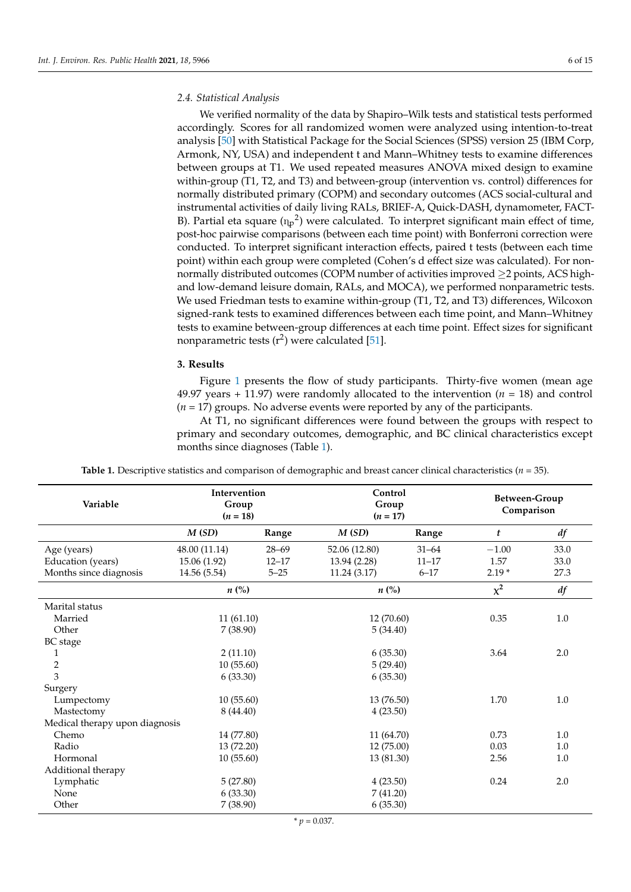### 2.4. Statistical Analysis

We verified normality of the data by Shapiro–Wilk tests and statistical tests performed accordingly. Scores for all randomized women were analyzed using intention-to-treat analysis [50] with Statistical Package for the Social Sciences (SPSS) version 25 (IBM Corp, Armonk, NY, USA) and independent t and Mann–Whitney tests to examine differences between groups at T1. We used repeated measures ANOVA mixed design to examine within-group (T1, T2, and T3) and between-group (intervention vs. control) differences for normally distributed primary (COPM) and secondary outcomes (ACS social-cultural and instrumental activities of daily living RALs, BRIEF-A, Quick-DASH, dynamometer, FACT-B). Partial eta square ($\eta_p^2$) were calculated. To interpret significant main effect of time, post-hoc pairwise comparisons (between each time point) with Bonferroni correction were conducted. To interpret significant interaction effects, paired t tests (between each time point) within each group were completed (Cohen's d effect size was calculated). For non-normally distributed outcomes (COPM number of activities improved ≥2 points, ACS high- and low-demand leisure domain, RALs, and MOCA), we performed nonparametric tests. We used Friedman tests to examine within-group (T1, T2, and T3) differences, Wilcoxon signed-rank tests to examined differences between each time point, and Mann–Whitney tests to examine between-group differences at each time point. Effect sizes for significant nonparametric tests ($r^2$) were calculated [51].

## 3. Results

Figure 1 presents the flow of study participants. Thirty-five women (mean age 49.97 years + 11.97) were randomly allocated to the intervention ($n$ = 18) and control ($n$ = 17) groups. No adverse events were reported by any of the participants.

At T1, no significant differences were found between the groups with respect to primary and secondary outcomes, demographic, and BC clinical characteristics except months since diagnoses (Table 1).

**Table 1.** Descriptive statistics and comparison of demographic and breast cancer clinical characteristics ($n$ = 35).

| Variable | Intervention Group ($n$ = 18) | | Control Group ($n$ = 17) | | Between-Group Comparison | |
|---|---|---|---|---|---|---|
| | *M (SD)* | Range | *M (SD)* | Range | $t$ | *df* |
| Age (years) | 48.00 (11.14) | 28–69 | 52.06 (12.80) | 31–64 | −1.00 | 33.0 |
| Education (years) | 15.06 (1.92) | 12–17 | 13.94 (2.28) | 11–17 | 1.57 | 33.0 |
| Months since diagnosis | 14.56 (5.54) | 5–25 | 11.24 (3.17) | 6–17 | 2.19 * | 27.3 |
| | $n$ (%) | | $n$ (%) | | $\chi^2$ | *df* |
| Marital status | | | | | | |
| Married | 11 (61.10) | | 12 (70.60) | | 0.35 | 1.0 |
| Other | 7 (38.90) | | 5 (34.40) | | | |
| BC stage | | | | | | |
| 1 | 2 (11.10) | | 6 (35.30) | | 3.64 | 2.0 |
| 2 | 10 (55.60) | | 5 (29.40) | | | |
| 3 | 6 (33.30) | | 6 (35.30) | | | |
| Surgery | | | | | | |
| Lumpectomy | 10 (55.60) | | 13 (76.50) | | 1.70 | 1.0 |
| Mastectomy | 8 (44.40) | | 4 (23.50) | | | |
| Medical therapy upon diagnosis | | | | | | |
| Chemo | 14 (77.80) | | 11 (64.70) | | 0.73 | 1.0 |
| Radio | 13 (72.20) | | 12 (75.00) | | 0.03 | 1.0 |
| Hormonal | 10 (55.60) | | 13 (81.30) | | 2.56 | 1.0 |
| Additional therapy | | | | | | |
| Lymphatic | 5 (27.80) | | 4 (23.50) | | 0.24 | 2.0 |
| None | 6 (33.30) | | 7 (41.20) | | | |
| Other | 7 (38.90) | | 6 (35.30) | | | |

* $p$ = 0.037.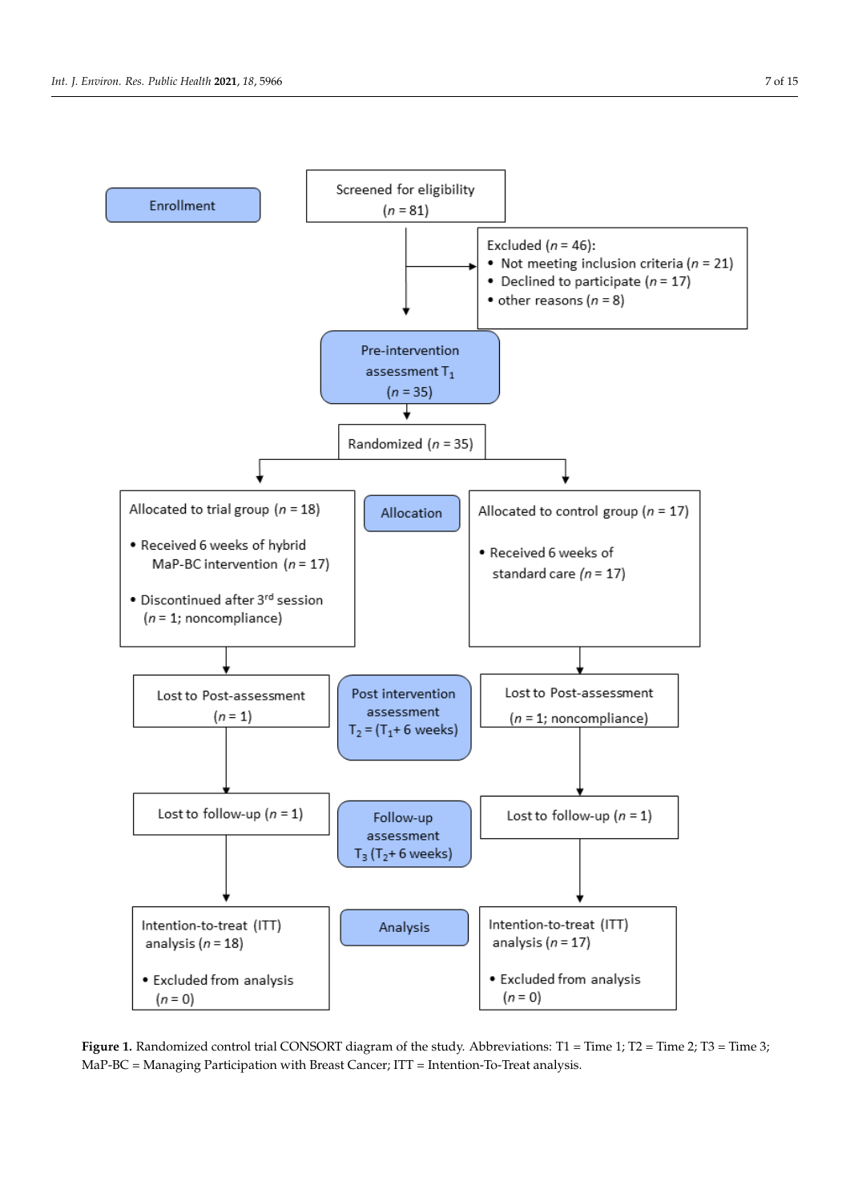Enrollment

Screened for eligibility
($n$ = 81)

Excluded ($n$ = 46):
- Not meeting inclusion criteria ($n$ = 21)
- Declined to participate ($n$ = 17)
- other reasons ($n$ = 8)

Pre-intervention assessment $T_1$
($n$ = 35)

Randomized ($n$ = 35)

Allocation

Allocated to trial group ($n$ = 18)
- Received 6 weeks of hybrid MaP-BC intervention ($n$ = 17)
- Discontinued after 3rd session ($n$ = 1; noncompliance)

Allocated to control group ($n$ = 17)
- Received 6 weeks of standard care ($n$ = 17)

Post intervention assessment $T_2$ = ($T_1$+ 6 weeks)

Lost to Post-assessment ($n$ = 1)

Lost to Post-assessment ($n$ = 1; noncompliance)

Follow-up assessment $T_3$ ($T_2$+ 6 weeks)

Lost to follow-up ($n$ = 1)

Lost to follow-up ($n$ = 1)

Analysis

Intention-to-treat (ITT) analysis ($n$ = 18)
- Excluded from analysis ($n$ = 0)

Intention-to-treat (ITT) analysis ($n$ = 17)
- Excluded from analysis ($n$ = 0)

**Figure 1.** Randomized control trial CONSORT diagram of the study. Abbreviations: T1 = Time 1; T2 = Time 2; T3 = Time 3; MaP-BC = Managing Participation with Breast Cancer; ITT = Intention-To-Treat analysis.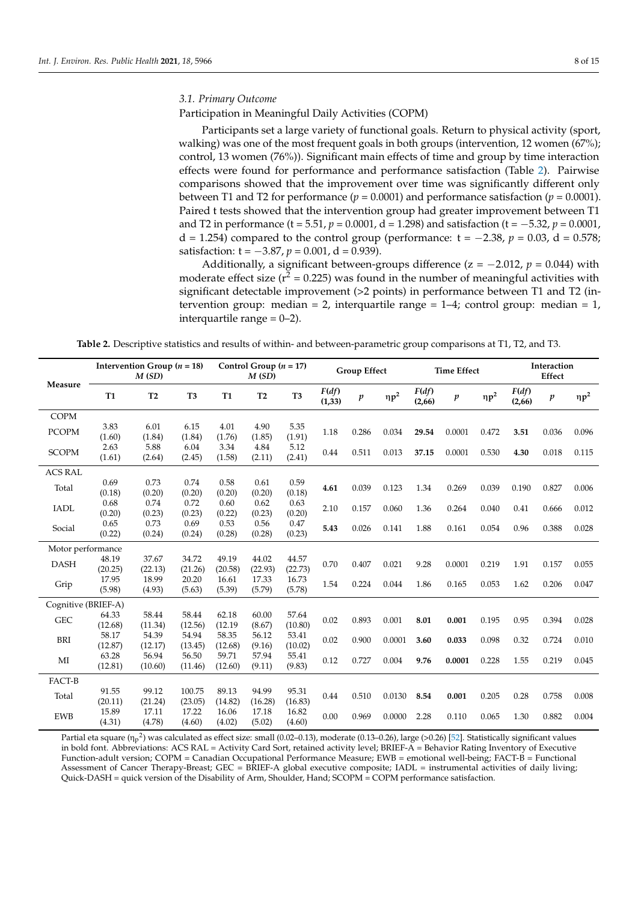### 3.1. Primary Outcome

Participation in Meaningful Daily Activities (COPM)

Participants set a large variety of functional goals. Return to physical activity (sport, walking) was one of the most frequent goals in both groups (intervention, 12 women (67%); control, 13 women (76%)). Significant main effects of time and group by time interaction effects were found for performance and performance satisfaction (Table 2). Pairwise comparisons showed that the improvement over time was significantly different only between T1 and T2 for performance ($p = 0.0001$) and performance satisfaction ($p = 0.0001$). Paired t tests showed that the intervention group had greater improvement between T1 and T2 in performance (t = 5.51, $p = 0.0001$, d = 1.298) and satisfaction (t = −5.32, $p = 0.0001$, d = 1.254) compared to the control group (performance: t = −2.38, $p = 0.03$, d = 0.578; satisfaction: t = −3.87, $p = 0.001$, d = 0.939).

Additionally, a significant between-groups difference (z = −2.012, $p = 0.044$) with moderate effect size ($r^2 = 0.225$) was found in the number of meaningful activities with significant detectable improvement (>2 points) in performance between T1 and T2 (intervention group: median = 2, interquartile range = 1–4; control group: median = 1, interquartile range = 0–2).

**Table 2.** Descriptive statistics and results of within- and between-parametric group comparisons at T1, T2, and T3.

| Measure | Intervention Group ($n$ = 18) $M$ ($SD$) | | | Control Group ($n$ = 17) $M$ ($SD$) | | | Group Effect | | | Time Effect | | | Interaction Effect | | |
|---|---|---|---|---|---|---|---|---|---|---|---|---|---|---|---|
| | T1 | T2 | T3 | T1 | T2 | T3 | $F(df)$ (1,33) | $p$ | $\eta p^2$ | $F(df)$ (2,66) | $p$ | $\eta p^2$ | $F(df)$ (2,66) | $p$ | $\eta p^2$ |
| COPM | | | | | | | | | | | | | | | |
| PCOPM | 3.83 (1.60) | 6.01 (1.84) | 6.15 (1.84) | 4.01 (1.76) | 4.90 (1.85) | 5.35 (1.91) | 1.18 | 0.286 | 0.034 | **29.54** | 0.0001 | 0.472 | **3.51** | 0.036 | 0.096 |
| SCOPM | 2.63 (1.61) | 5.88 (2.64) | 6.04 (2.45) | 3.34 (1.58) | 4.84 (2.11) | 5.12 (2.41) | 0.44 | 0.511 | 0.013 | **37.15** | 0.0001 | 0.530 | **4.30** | 0.018 | 0.115 |
| ACS RAL | | | | | | | | | | | | | | | |
| Total | 0.69 (0.18) | 0.73 (0.20) | 0.74 (0.20) | 0.58 (0.20) | 0.61 (0.20) | 0.59 (0.18) | **4.61** | 0.039 | 0.123 | 1.34 | 0.269 | 0.039 | 0.190 | 0.827 | 0.006 |
| IADL | 0.68 (0.20) | 0.74 (0.23) | 0.72 (0.23) | 0.60 (0.22) | 0.62 (0.23) | 0.63 (0.20) | 2.10 | 0.157 | 0.060 | 1.36 | 0.264 | 0.040 | 0.41 | 0.666 | 0.012 |
| Social | 0.65 (0.22) | 0.73 (0.24) | 0.69 (0.24) | 0.53 (0.28) | 0.56 (0.28) | 0.47 (0.23) | **5.43** | 0.026 | 0.141 | 1.88 | 0.161 | 0.054 | 0.96 | 0.388 | 0.028 |
| Motor performance | | | | | | | | | | | | | | | |
| DASH | 48.19 (20.25) | 37.67 (22.13) | 34.72 (21.26) | 49.19 (20.58) | 44.02 (22.93) | 44.57 (22.73) | 0.70 | 0.407 | 0.021 | 9.28 | 0.0001 | 0.219 | 1.91 | 0.157 | 0.055 |
| Grip | 17.95 (5.98) | 18.99 (4.93) | 20.20 (5.63) | 16.61 (5.39) | 17.33 (5.79) | 16.73 (5.78) | 1.54 | 0.224 | 0.044 | 1.86 | 0.165 | 0.053 | 1.62 | 0.206 | 0.047 |
| Cognitive (BRIEF-A) | | | | | | | | | | | | | | | |
| GEC | 64.33 (12.68) | 58.44 (11.34) | 58.44 (12.56) | 62.18 (12.19 | 60.00 (8.67) | 57.64 (10.80) | 0.02 | 0.893 | 0.001 | **8.01** | **0.001** | 0.195 | 0.95 | 0.394 | 0.028 |
| BRI | 58.17 (12.87) | 54.39 (12.17) | 54.94 (13.45) | 58.35 (12.68) | 56.12 (9.16) | 53.41 (10.02) | 0.02 | 0.900 | 0.0001 | **3.60** | **0.033** | 0.098 | 0.32 | 0.724 | 0.010 |
| MI | 63.28 (12.81) | 56.94 (10.60) | 56.50 (11.46) | 59.71 (12.60) | 57.94 (9.11) | 55.41 (9.83) | 0.12 | 0.727 | 0.004 | **9.76** | **0.0001** | 0.228 | 1.55 | 0.219 | 0.045 |
| FACT-B | | | | | | | | | | | | | | | |
| Total | 91.55 (20.11) | 99.12 (21.24) | 100.75 (23.05) | 89.13 (14.82) | 94.99 (16.28) | 95.31 (16.83) | 0.44 | 0.510 | 0.0130 | **8.54** | **0.001** | 0.205 | 0.28 | 0.758 | 0.008 |
| EWB | 15.89 (4.31) | 17.11 (4.78) | 17.22 (4.60) | 16.06 (4.02) | 17.18 (5.02) | 16.82 (4.60) | 0.00 | 0.969 | 0.0000 | 2.28 | 0.110 | 0.065 | 1.30 | 0.882 | 0.004 |

Partial eta square ($\eta_p{}^2$) was calculated as effect size: small (0.02–0.13), moderate (0.13–0.26), large (>0.26) [52]. Statistically significant values in bold font. Abbreviations: ACS RAL = Activity Card Sort, retained activity level; BRIEF-A = Behavior Rating Inventory of Executive Function-adult version; COPM = Canadian Occupational Performance Measure; EWB = emotional well-being; FACT-B = Functional Assessment of Cancer Therapy-Breast; GEC = BRIEF-A global executive composite; IADL = instrumental activities of daily living; Quick-DASH = quick version of the Disability of Arm, Shoulder, Hand; SCOPM = COPM performance satisfaction.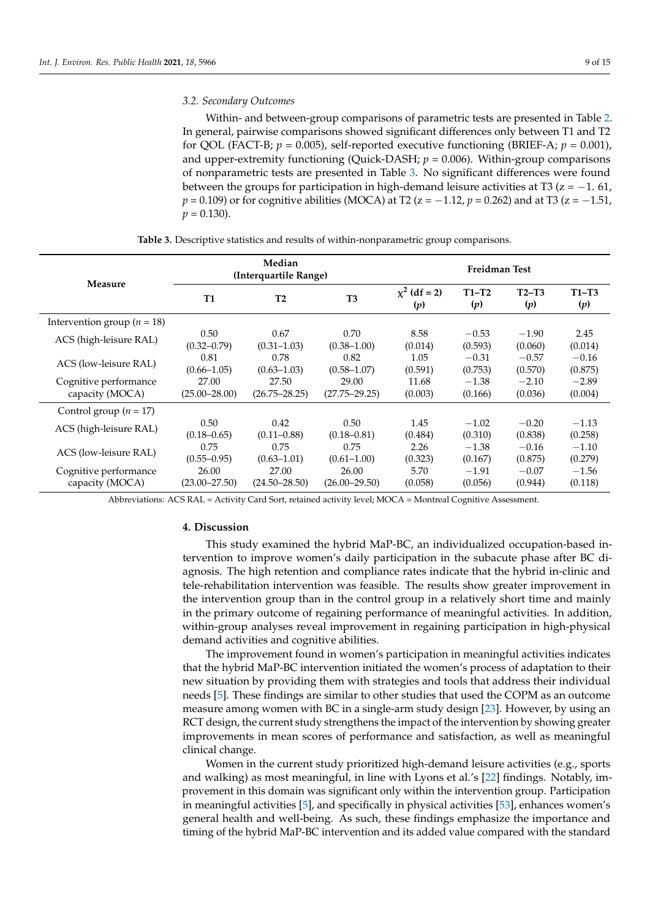### 3.2. Secondary Outcomes

Within- and between-group comparisons of parametric tests are presented in Table 2. In general, pairwise comparisons showed significant differences only between T1 and T2 for QOL (FACT-B; $p$ = 0.005), self-reported executive functioning (BRIEF-A; $p$ = 0.001), and upper-extremity functioning (Quick-DASH; $p$ = 0.006). Within-group comparisons of nonparametric tests are presented in Table 3. No significant differences were found between the groups for participation in high-demand leisure activities at T3 (z = −1. 61, $p$ = 0.109) or for cognitive abilities (MOCA) at T2 (z = −1.12, $p$ = 0.262) and at T3 (z = −1.51, $p$ = 0.130).

**Table 3.** Descriptive statistics and results of within-nonparametric group comparisons.

| Measure | Median (Interquartile Range) | | | Freidman Test | | | |
|---|---|---|---|---|---|---|---|
| | T1 | T2 | T3 | $\chi^2$ (df = 2) ($p$) | T1–T2 ($p$) | T2–T3 ($p$) | T1–T3 ($p$) |
| Intervention group ($n$ = 18) | | | | | | | |
| ACS (high-leisure RAL) | 0.50 (0.32–0.79) | 0.67 (0.31–1.03) | 0.70 (0.38–1.00) | 8.58 (0.014) | −0.53 (0.593) | −1.90 (0.060) | 2.45 (0.014) |
| ACS (low-leisure RAL) | 0.81 (0.66–1.05) | 0.78 (0.63–1.03) | 0.82 (0.58–1.07) | 1.05 (0.591) | −0.31 (0.753) | −0.57 (0.570) | −0.16 (0.875) |
| Cognitive performance capacity (MOCA) | 27.00 (25.00–28.00) | 27.50 (26.75–28.25) | 29.00 (27.75–29.25) | 11.68 (0.003) | −1.38 (0.166) | −2.10 (0.036) | −2.89 (0.004) |
| Control group ($n$ = 17) | | | | | | | |
| ACS (high-leisure RAL) | 0.50 (0.18–0.65) | 0.42 (0.11–0.88) | 0.50 (0.18–0.81) | 1.45 (0.484) | −1.02 (0.310) | −0.20 (0.838) | −1.13 (0.258) |
| ACS (low-leisure RAL) | 0.75 (0.55–0.95) | 0.75 (0.63–1.01) | 0.75 (0.61–1.00) | 2.26 (0.323) | −1.38 (0.167) | −0.16 (0.875) | −1.10 (0.279) |
| Cognitive performance capacity (MOCA) | 26.00 (23.00–27.50) | 27.00 (24.50–28.50) | 26.00 (26.00–29.50) | 5.70 (0.058) | −1.91 (0.056) | −0.07 (0.944) | −1.56 (0.118) |

Abbreviations: ACS RAL = Activity Card Sort, retained activity level; MOCA = Montreal Cognitive Assessment.

## 4. Discussion

This study examined the hybrid MaP-BC, an individualized occupation-based intervention to improve women's daily participation in the subacute phase after BC diagnosis. The high retention and compliance rates indicate that the hybrid in-clinic and tele-rehabilitation intervention was feasible. The results show greater improvement in the intervention group than in the control group in a relatively short time and mainly in the primary outcome of regaining performance of meaningful activities. In addition, within-group analyses reveal improvement in regaining participation in high-physical demand activities and cognitive abilities.

The improvement found in women's participation in meaningful activities indicates that the hybrid MaP-BC intervention initiated the women's process of adaptation to their new situation by providing them with strategies and tools that address their individual needs [5]. These findings are similar to other studies that used the COPM as an outcome measure among women with BC in a single-arm study design [23]. However, by using an RCT design, the current study strengthens the impact of the intervention by showing greater improvements in mean scores of performance and satisfaction, as well as meaningful clinical change.

Women in the current study prioritized high-demand leisure activities (e.g., sports and walking) as most meaningful, in line with Lyons et al.'s [22] findings. Notably, improvement in this domain was significant only within the intervention group. Participation in meaningful activities [5], and specifically in physical activities [53], enhances women's general health and well-being. As such, these findings emphasize the importance and timing of the hybrid MaP-BC intervention and its added value compared with the standard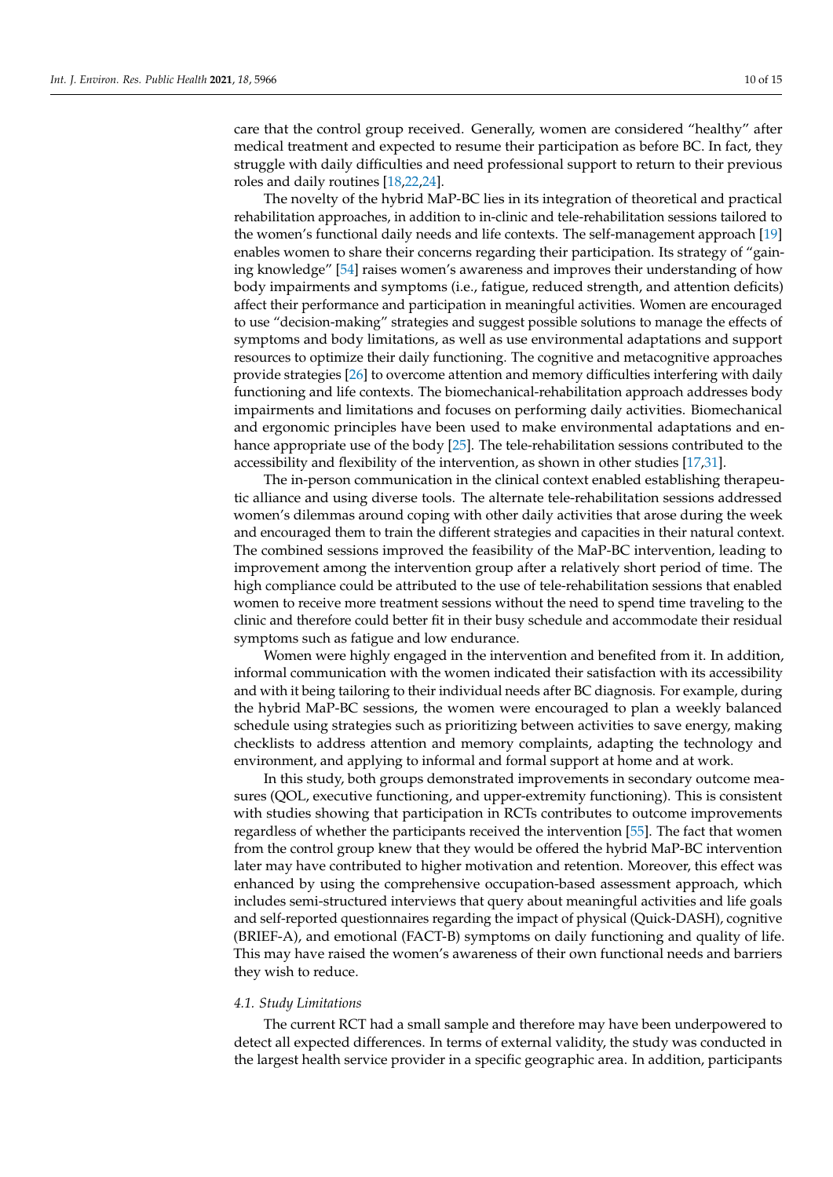care that the control group received. Generally, women are considered "healthy" after medical treatment and expected to resume their participation as before BC. In fact, they struggle with daily difficulties and need professional support to return to their previous roles and daily routines [18,22,24].

The novelty of the hybrid MaP-BC lies in its integration of theoretical and practical rehabilitation approaches, in addition to in-clinic and tele-rehabilitation sessions tailored to the women's functional daily needs and life contexts. The self-management approach [19] enables women to share their concerns regarding their participation. Its strategy of "gaining knowledge" [54] raises women's awareness and improves their understanding of how body impairments and symptoms (i.e., fatigue, reduced strength, and attention deficits) affect their performance and participation in meaningful activities. Women are encouraged to use "decision-making" strategies and suggest possible solutions to manage the effects of symptoms and body limitations, as well as use environmental adaptations and support resources to optimize their daily functioning. The cognitive and metacognitive approaches provide strategies [26] to overcome attention and memory difficulties interfering with daily functioning and life contexts. The biomechanical-rehabilitation approach addresses body impairments and limitations and focuses on performing daily activities. Biomechanical and ergonomic principles have been used to make environmental adaptations and enhance appropriate use of the body [25]. The tele-rehabilitation sessions contributed to the accessibility and flexibility of the intervention, as shown in other studies [17,31].

The in-person communication in the clinical context enabled establishing therapeutic alliance and using diverse tools. The alternate tele-rehabilitation sessions addressed women's dilemmas around coping with other daily activities that arose during the week and encouraged them to train the different strategies and capacities in their natural context. The combined sessions improved the feasibility of the MaP-BC intervention, leading to improvement among the intervention group after a relatively short period of time. The high compliance could be attributed to the use of tele-rehabilitation sessions that enabled women to receive more treatment sessions without the need to spend time traveling to the clinic and therefore could better fit in their busy schedule and accommodate their residual symptoms such as fatigue and low endurance.

Women were highly engaged in the intervention and benefited from it. In addition, informal communication with the women indicated their satisfaction with its accessibility and with it being tailoring to their individual needs after BC diagnosis. For example, during the hybrid MaP-BC sessions, the women were encouraged to plan a weekly balanced schedule using strategies such as prioritizing between activities to save energy, making checklists to address attention and memory complaints, adapting the technology and environment, and applying to informal and formal support at home and at work.

In this study, both groups demonstrated improvements in secondary outcome measures (QOL, executive functioning, and upper-extremity functioning). This is consistent with studies showing that participation in RCTs contributes to outcome improvements regardless of whether the participants received the intervention [55]. The fact that women from the control group knew that they would be offered the hybrid MaP-BC intervention later may have contributed to higher motivation and retention. Moreover, this effect was enhanced by using the comprehensive occupation-based assessment approach, which includes semi-structured interviews that query about meaningful activities and life goals and self-reported questionnaires regarding the impact of physical (Quick-DASH), cognitive (BRIEF-A), and emotional (FACT-B) symptoms on daily functioning and quality of life. This may have raised the women's awareness of their own functional needs and barriers they wish to reduce.

### *4.1. Study Limitations*

The current RCT had a small sample and therefore may have been underpowered to detect all expected differences. In terms of external validity, the study was conducted in the largest health service provider in a specific geographic area. In addition, participants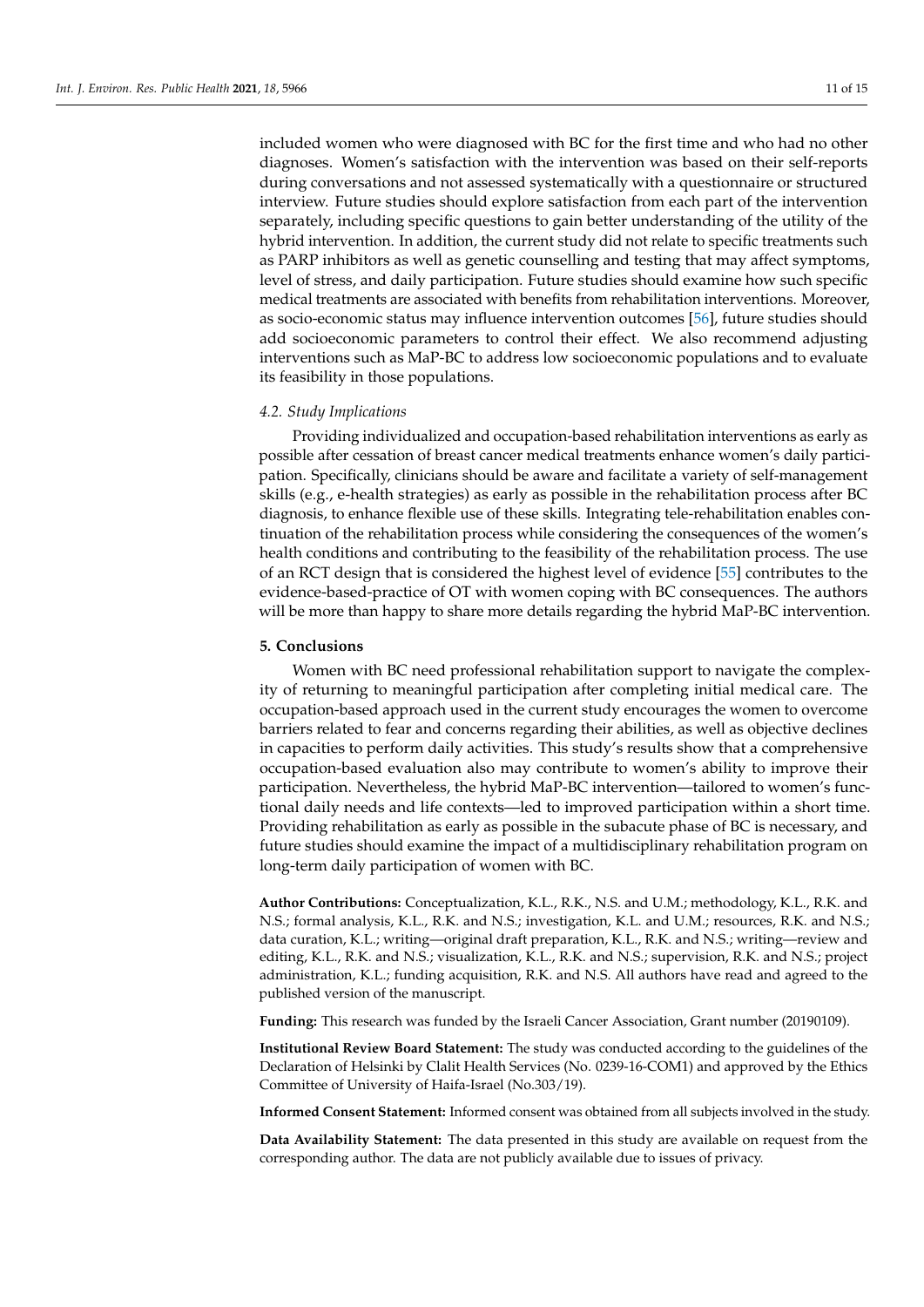included women who were diagnosed with BC for the first time and who had no other diagnoses. Women's satisfaction with the intervention was based on their self-reports during conversations and not assessed systematically with a questionnaire or structured interview. Future studies should explore satisfaction from each part of the intervention separately, including specific questions to gain better understanding of the utility of the hybrid intervention. In addition, the current study did not relate to specific treatments such as PARP inhibitors as well as genetic counselling and testing that may affect symptoms, level of stress, and daily participation. Future studies should examine how such specific medical treatments are associated with benefits from rehabilitation interventions. Moreover, as socio-economic status may influence intervention outcomes [56], future studies should add socioeconomic parameters to control their effect. We also recommend adjusting interventions such as MaP-BC to address low socioeconomic populations and to evaluate its feasibility in those populations.

### *4.2. Study Implications*

Providing individualized and occupation-based rehabilitation interventions as early as possible after cessation of breast cancer medical treatments enhance women's daily participation. Specifically, clinicians should be aware and facilitate a variety of self-management skills (e.g., e-health strategies) as early as possible in the rehabilitation process after BC diagnosis, to enhance flexible use of these skills. Integrating tele-rehabilitation enables continuation of the rehabilitation process while considering the consequences of the women's health conditions and contributing to the feasibility of the rehabilitation process. The use of an RCT design that is considered the highest level of evidence [55] contributes to the evidence-based-practice of OT with women coping with BC consequences. The authors will be more than happy to share more details regarding the hybrid MaP-BC intervention.

## 5. Conclusions

Women with BC need professional rehabilitation support to navigate the complexity of returning to meaningful participation after completing initial medical care. The occupation-based approach used in the current study encourages the women to overcome barriers related to fear and concerns regarding their abilities, as well as objective declines in capacities to perform daily activities. This study's results show that a comprehensive occupation-based evaluation also may contribute to women's ability to improve their participation. Nevertheless, the hybrid MaP-BC intervention—tailored to women's functional daily needs and life contexts—led to improved participation within a short time. Providing rehabilitation as early as possible in the subacute phase of BC is necessary, and future studies should examine the impact of a multidisciplinary rehabilitation program on long-term daily participation of women with BC.

**Author Contributions:** Conceptualization, K.L., R.K., N.S. and U.M.; methodology, K.L., R.K. and N.S.; formal analysis, K.L., R.K. and N.S.; investigation, K.L. and U.M.; resources, R.K. and N.S.; data curation, K.L.; writing—original draft preparation, K.L., R.K. and N.S.; writing—review and editing, K.L., R.K. and N.S.; visualization, K.L., R.K. and N.S.; supervision, R.K. and N.S.; project administration, K.L.; funding acquisition, R.K. and N.S. All authors have read and agreed to the published version of the manuscript.

**Funding:** This research was funded by the Israeli Cancer Association, Grant number (20190109).

**Institutional Review Board Statement:** The study was conducted according to the guidelines of the Declaration of Helsinki by Clalit Health Services (No. 0239-16-COM1) and approved by the Ethics Committee of University of Haifa-Israel (No.303/19).

**Informed Consent Statement:** Informed consent was obtained from all subjects involved in the study.

**Data Availability Statement:** The data presented in this study are available on request from the corresponding author. The data are not publicly available due to issues of privacy.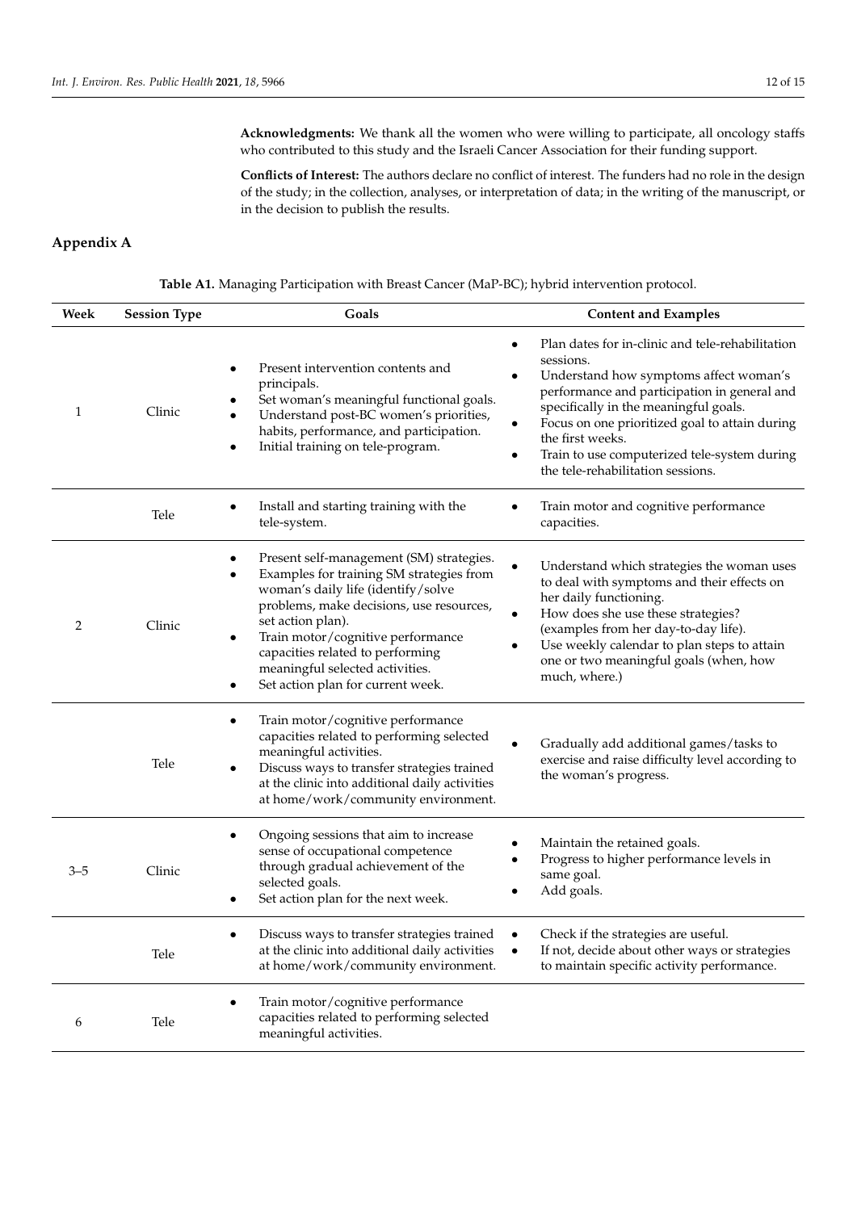**Acknowledgments:** We thank all the women who were willing to participate, all oncology staffs who contributed to this study and the Israeli Cancer Association for their funding support.

**Conflicts of Interest:** The authors declare no conflict of interest. The funders had no role in the design of the study; in the collection, analyses, or interpretation of data; in the writing of the manuscript, or in the decision to publish the results.

## Appendix A

**Table A1.** Managing Participation with Breast Cancer (MaP-BC); hybrid intervention protocol.

| Week | Session Type | Goals | Content and Examples |
|---|---|---|---|
| 1 | Clinic | • Present intervention contents and principals.<br>• Set woman's meaningful functional goals.<br>• Understand post-BC women's priorities, habits, performance, and participation.<br>• Initial training on tele-program. | • Plan dates for in-clinic and tele-rehabilitation sessions.<br>• Understand how symptoms affect woman's performance and participation in general and specifically in the meaningful goals.<br>• Focus on one prioritized goal to attain during the first weeks.<br>• Train to use computerized tele-system during the tele-rehabilitation sessions. |
| | Tele | • Install and starting training with the tele-system. | • Train motor and cognitive performance capacities. |
| 2 | Clinic | • Present self-management (SM) strategies.<br>• Examples for training SM strategies from woman's daily life (identify/solve problems, make decisions, use resources, set action plan).<br>• Train motor/cognitive performance capacities related to performing meaningful selected activities.<br>• Set action plan for current week. | • Understand which strategies the woman uses to deal with symptoms and their effects on her daily functioning.<br>• How does she use these strategies? (examples from her day-to-day life).<br>• Use weekly calendar to plan steps to attain one or two meaningful goals (when, how much, where.) |
| | Tele | • Train motor/cognitive performance capacities related to performing selected meaningful activities.<br>• Discuss ways to transfer strategies trained at the clinic into additional daily activities at home/work/community environment. | • Gradually add additional games/tasks to exercise and raise difficulty level according to the woman's progress. |
| 3–5 | Clinic | • Ongoing sessions that aim to increase sense of occupational competence through gradual achievement of the selected goals.<br>• Set action plan for the next week. | • Maintain the retained goals.<br>• Progress to higher performance levels in same goal.<br>• Add goals. |
| | Tele | • Discuss ways to transfer strategies trained at the clinic into additional daily activities at home/work/community environment. | • Check if the strategies are useful.<br>• If not, decide about other ways or strategies to maintain specific activity performance. |
| 6 | Tele | • Train motor/cognitive performance capacities related to performing selected meaningful activities. | |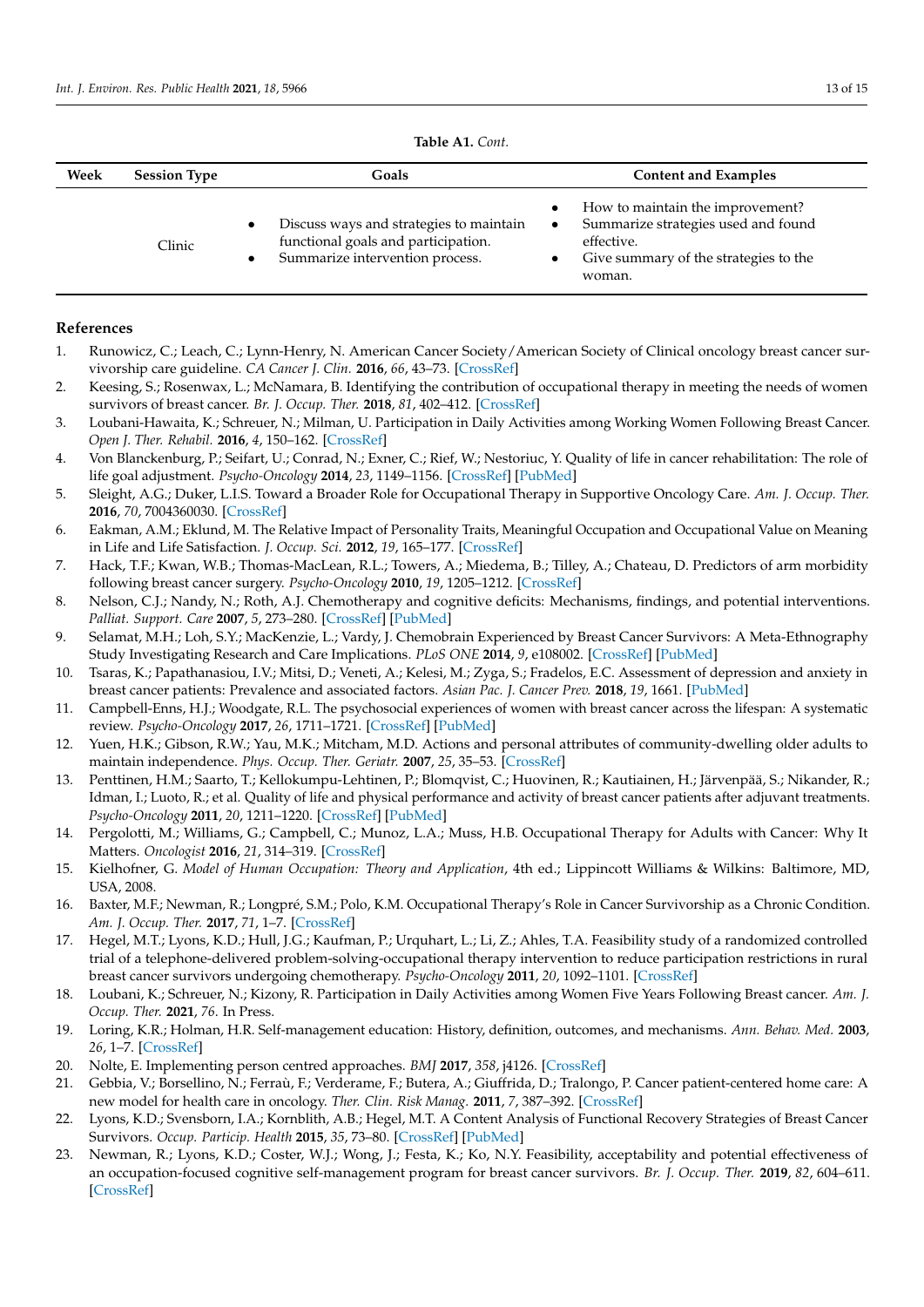**Table A1.** *Cont.*

| Week | Session Type | Goals | Content and Examples |
|---|---|---|---|
| | Clinic | • Discuss ways and strategies to maintain functional goals and participation. • Summarize intervention process. | • How to maintain the improvement? • Summarize strategies used and found effective. • Give summary of the strategies to the woman. |

## References

1. Runowicz, C.; Leach, C.; Lynn-Henry, N. American Cancer Society/American Society of Clinical oncology breast cancer survivorship care guideline. *CA Cancer J. Clin.* **2016**, *66*, 43–73. [CrossRef]
2. Keesing, S.; Rosenwax, L.; McNamara, B. Identifying the contribution of occupational therapy in meeting the needs of women survivors of breast cancer. *Br. J. Occup. Ther.* **2018**, *81*, 402–412. [CrossRef]
3. Loubani-Hawaita, K.; Schreuer, N.; Milman, U. Participation in Daily Activities among Working Women Following Breast Cancer. *Open J. Ther. Rehabil.* **2016**, *4*, 150–162. [CrossRef]
4. Von Blanckenburg, P.; Seifart, U.; Conrad, N.; Exner, C.; Rief, W.; Nestoriuc, Y. Quality of life in cancer rehabilitation: The role of life goal adjustment. *Psycho-Oncology* **2014**, *23*, 1149–1156. [CrossRef] [PubMed]
5. Sleight, A.G.; Duker, L.I.S. Toward a Broader Role for Occupational Therapy in Supportive Oncology Care. *Am. J. Occup. Ther.* **2016**, *70*, 7004360030. [CrossRef]
6. Eakman, A.M.; Eklund, M. The Relative Impact of Personality Traits, Meaningful Occupation and Occupational Value on Meaning in Life and Life Satisfaction. *J. Occup. Sci.* **2012**, *19*, 165–177. [CrossRef]
7. Hack, T.F.; Kwan, W.B.; Thomas-MacLean, R.L.; Towers, A.; Miedema, B.; Tilley, A.; Chateau, D. Predictors of arm morbidity following breast cancer surgery. *Psycho-Oncology* **2010**, *19*, 1205–1212. [CrossRef]
8. Nelson, C.J.; Nandy, N.; Roth, A.J. Chemotherapy and cognitive deficits: Mechanisms, findings, and potential interventions. *Palliat. Support. Care* **2007**, *5*, 273–280. [CrossRef] [PubMed]
9. Selamat, M.H.; Loh, S.Y.; MacKenzie, L.; Vardy, J. Chemobrain Experienced by Breast Cancer Survivors: A Meta-Ethnography Study Investigating Research and Care Implications. *PLoS ONE* **2014**, *9*, e108002. [CrossRef] [PubMed]
10. Tsaras, K.; Papathanasiou, I.V.; Mitsi, D.; Veneti, A.; Kelesi, M.; Zyga, S.; Fradelos, E.C. Assessment of depression and anxiety in breast cancer patients: Prevalence and associated factors. *Asian Pac. J. Cancer Prev.* **2018**, *19*, 1661. [PubMed]
11. Campbell-Enns, H.J.; Woodgate, R.L. The psychosocial experiences of women with breast cancer across the lifespan: A systematic review. *Psycho-Oncology* **2017**, *26*, 1711–1721. [CrossRef] [PubMed]
12. Yuen, H.K.; Gibson, R.W.; Yau, M.K.; Mitcham, M.D. Actions and personal attributes of community-dwelling older adults to maintain independence. *Phys. Occup. Ther. Geriatr.* **2007**, *25*, 35–53. [CrossRef]
13. Penttinen, H.M.; Saarto, T.; Kellokumpu-Lehtinen, P.; Blomqvist, C.; Huovinen, R.; Kautiainen, H.; Järvenpää, S.; Nikander, R.; Idman, I.; Luoto, R.; et al. Quality of life and physical performance and activity of breast cancer patients after adjuvant treatments. *Psycho-Oncology* **2011**, *20*, 1211–1220. [CrossRef] [PubMed]
14. Pergolotti, M.; Williams, G.; Campbell, C.; Munoz, L.A.; Muss, H.B. Occupational Therapy for Adults with Cancer: Why It Matters. *Oncologist* **2016**, *21*, 314–319. [CrossRef]
15. Kielhofner, G. *Model of Human Occupation: Theory and Application*, 4th ed.; Lippincott Williams & Wilkins: Baltimore, MD, USA, 2008.
16. Baxter, M.F.; Newman, R.; Longpré, S.M.; Polo, K.M. Occupational Therapy's Role in Cancer Survivorship as a Chronic Condition. *Am. J. Occup. Ther.* **2017**, *71*, 1–7. [CrossRef]
17. Hegel, M.T.; Lyons, K.D.; Hull, J.G.; Kaufman, P.; Urquhart, L.; Li, Z.; Ahles, T.A. Feasibility study of a randomized controlled trial of a telephone-delivered problem-solving-occupational therapy intervention to reduce participation restrictions in rural breast cancer survivors undergoing chemotherapy. *Psycho-Oncology* **2011**, *20*, 1092–1101. [CrossRef]
18. Loubani, K.; Schreuer, N.; Kizony, R. Participation in Daily Activities among Women Five Years Following Breast cancer. *Am. J. Occup. Ther.* **2021**, *76*. In Press.
19. Loring, K.R.; Holman, H.R. Self-management education: History, definition, outcomes, and mechanisms. *Ann. Behav. Med.* **2003**, *26*, 1–7. [CrossRef]
20. Nolte, E. Implementing person centred approaches. *BMJ* **2017**, *358*, j4126. [CrossRef]
21. Gebbia, V.; Borsellino, N.; Ferraù, F.; Verderame, F.; Butera, A.; Giuffrida, D.; Tralongo, P. Cancer patient-centered home care: A new model for health care in oncology. *Ther. Clin. Risk Manag.* **2011**, *7*, 387–392. [CrossRef]
22. Lyons, K.D.; Svensborn, I.A.; Kornblith, A.B.; Hegel, M.T. A Content Analysis of Functional Recovery Strategies of Breast Cancer Survivors. *Occup. Particip. Health* **2015**, *35*, 73–80. [CrossRef] [PubMed]
23. Newman, R.; Lyons, K.D.; Coster, W.J.; Wong, J.; Festa, K.; Ko, N.Y. Feasibility, acceptability and potential effectiveness of an occupation-focused cognitive self-management program for breast cancer survivors. *Br. J. Occup. Ther.* **2019**, *82*, 604–611. [CrossRef]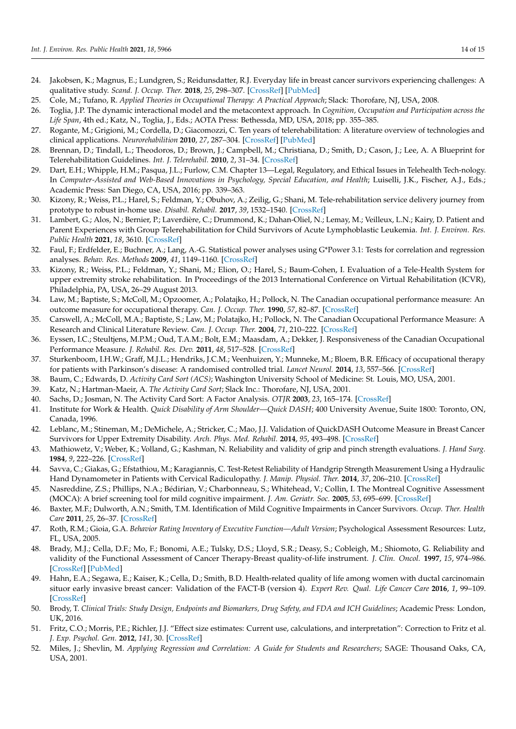24. Jakobsen, K.; Magnus, E.; Lundgren, S.; Reidunsdatter, R.J. Everyday life in breast cancer survivors experiencing challenges: A qualitative study. *Scand. J. Occup. Ther.* **2018**, *25*, 298–307. [CrossRef] [PubMed]
25. Cole, M.; Tufano, R. *Applied Theories in Occupational Therapy: A Practical Approach*; Slack: Thorofare, NJ, USA, 2008.
26. Toglia, J.P. The dynamic interactional model and the metacontext approach. In *Cognition, Occupation and Participation across the Life Span*, 4th ed.; Katz, N., Toglia, J., Eds.; AOTA Press: Bethessda, MD, USA, 2018; pp. 355–385.
27. Rogante, M.; Grigioni, M.; Cordella, D.; Giacomozzi, C. Ten years of telerehabilitation: A literature overview of technologies and clinical applications. *Neurorehabilition* **2010**, *27*, 287–304. [CrossRef] [PubMed]
28. Brennan, D.; Tindall, L.; Theodoros, D.; Brown, J.; Campbell, M.; Christiana, D.; Smith, D.; Cason, J.; Lee, A. A Blueprint for Telerehabilitation Guidelines. *Int. J. Telerehabil.* **2010**, *2*, 31–34. [CrossRef]
29. Dart, E.H.; Whipple, H.M.; Pasqua, J.L.; Furlow, C.M. Chapter 13—Legal, Regulatory, and Ethical Issues in Telehealth Tech-nology. In *Computer-Assisted and Web-Based Innovations in Psychology, Special Education, and Health*; Luiselli, J.K., Fischer, A.J., Eds.; Academic Press: San Diego, CA, USA, 2016; pp. 339–363.
30. Kizony, R.; Weiss, P.L.; Harel, S.; Feldman, Y.; Obuhov, A.; Zeilig, G.; Shani, M. Tele-rehabilitation service delivery journey from prototype to robust in-home use. *Disabil. Rehabil.* **2017**, *39*, 1532–1540. [CrossRef]
31. Lambert, G.; Alos, N.; Bernier, P.; Laverdière, C.; Drummond, K.; Dahan-Oliel, N.; Lemay, M.; Veilleux, L.N.; Kairy, D. Patient and Parent Experiences with Group Telerehabilitation for Child Survivors of Acute Lymphoblastic Leukemia. *Int. J. Environ. Res. Public Health* **2021**, *18*, 3610. [CrossRef]
32. Faul, F.; Erdfelder, E.; Buchner, A.; Lang, A.-G. Statistical power analyses using G*Power 3.1: Tests for correlation and regression analyses. *Behav. Res. Methods* **2009**, *41*, 1149–1160. [CrossRef]
33. Kizony, R.; Weiss, P.L.; Feldman, Y.; Shani, M.; Elion, O.; Harel, S.; Baum-Cohen, I. Evaluation of a Tele-Health System for upper extremity stroke rehabilitation. In Proceedings of the 2013 International Conference on Virtual Rehabilitation (ICVR), Philadelphia, PA, USA, 26–29 August 2013.
34. Law, M.; Baptiste, S.; McColl, M.; Opzoomer, A.; Polatajko, H.; Pollock, N. The Canadian occupational performance measure: An outcome measure for occupational therapy. *Can. J. Occup. Ther.* **1990**, *57*, 82–87. [CrossRef]
35. Carswell, A.; McColl, M.A.; Baptiste, S.; Law, M.; Polatajko, H.; Pollock, N. The Canadian Occupational Performance Measure: A Research and Clinical Literature Review. *Can. J. Occup. Ther.* **2004**, *71*, 210–222. [CrossRef]
36. Eyssen, I.C.; Steultjens, M.P.M.; Oud, T.A.M.; Bolt, E.M.; Maasdam, A.; Dekker, J. Responsiveness of the Canadian Occupational Performance Measure. *J. Rehabil. Res. Dev.* **2011**, *48*, 517–528. [CrossRef]
37. Sturkenboom, I.H.W.; Graff, M.J.L.; Hendriks, J.C.M.; Veenhuizen, Y.; Munneke, M.; Bloem, B.R. Efficacy of occupational therapy for patients with Parkinson's disease: A randomised controlled trial. *Lancet Neurol.* **2014**, *13*, 557–566. [CrossRef]
38. Baum, C.; Edwards, D. *Activity Card Sort (ACS)*; Washington University School of Medicine: St. Louis, MO, USA, 2001.
39. Katz, N.; Hartman-Maeir, A. *The Activity Card Sort*; Slack Inc.: Thorofare, NJ, USA, 2001.
40. Sachs, D.; Josman, N. The Activity Card Sort: A Factor Analysis. *OTJR* **2003**, *23*, 165–174. [CrossRef]
41. Institute for Work & Health. *Quick Disability of Arm Shoulder—Quick DASH*; 400 University Avenue, Suite 1800: Toronto, ON, Canada, 1996.
42. Leblanc, M.; Stineman, M.; DeMichele, A.; Stricker, C.; Mao, J.J. Validation of QuickDASH Outcome Measure in Breast Cancer Survivors for Upper Extremity Disability. *Arch. Phys. Med. Rehabil.* **2014**, *95*, 493–498. [CrossRef]
43. Mathiowetz, V.; Weber, K.; Volland, G.; Kashman, N. Reliability and validity of grip and pinch strength evaluations. *J. Hand Surg.* **1984**, *9*, 222–226. [CrossRef]
44. Savva, C.; Giakas, G.; Efstathiou, M.; Karagiannis, C. Test-Retest Reliability of Handgrip Strength Measurement Using a Hydraulic Hand Dynamometer in Patients with Cervical Radiculopathy. *J. Manip. Physiol. Ther.* **2014**, *37*, 206–210. [CrossRef]
45. Nasreddine, Z.S.; Phillips, N.A.; Bédirian, V.; Charbonneau, S.; Whitehead, V.; Collin, I. The Montreal Cognitive Assessment (MOCA): A brief screening tool for mild cognitive impairment. *J. Am. Geriatr. Soc.* **2005**, *53*, 695–699. [CrossRef]
46. Baxter, M.F.; Dulworth, A.N.; Smith, T.M. Identification of Mild Cognitive Impairments in Cancer Survivors. *Occup. Ther. Health Care* **2011**, *25*, 26–37. [CrossRef]
47. Roth, R.M.; Gioia, G.A. *Behavior Rating Inventory of Executive Function—Adult Version*; Psychological Assessment Resources: Lutz, FL, USA, 2005.
48. Brady, M.J.; Cella, D.F.; Mo, F.; Bonomi, A.E.; Tulsky, D.S.; Lloyd, S.R.; Deasy, S.; Cobleigh, M.; Shiomoto, G. Reliability and validity of the Functional Assessment of Cancer Therapy-Breast quality-of-life instrument. *J. Clin. Oncol.* **1997**, *15*, 974–986. [CrossRef] [PubMed]
49. Hahn, E.A.; Segawa, E.; Kaiser, K.; Cella, D.; Smith, B.D. Health-related quality of life among women with ductal carcinomain situor early invasive breast cancer: Validation of the FACT-B (version 4). *Expert Rev. Qual. Life Cancer Care* **2016**, *1*, 99–109. [CrossRef]
50. Brody, T. *Clinical Trials: Study Design, Endpoints and Biomarkers, Drug Safety, and FDA and ICH Guidelines*; Academic Press: London, UK, 2016.
51. Fritz, C.O.; Morris, P.E.; Richler, J.J. "Effect size estimates: Current use, calculations, and interpretation": Correction to Fritz et al. *J. Exp. Psychol. Gen.* **2012**, *141*, 30. [CrossRef]
52. Miles, J.; Shevlin, M. *Applying Regression and Correlation: A Guide for Students and Researchers*; SAGE: Thousand Oaks, CA, USA, 2001.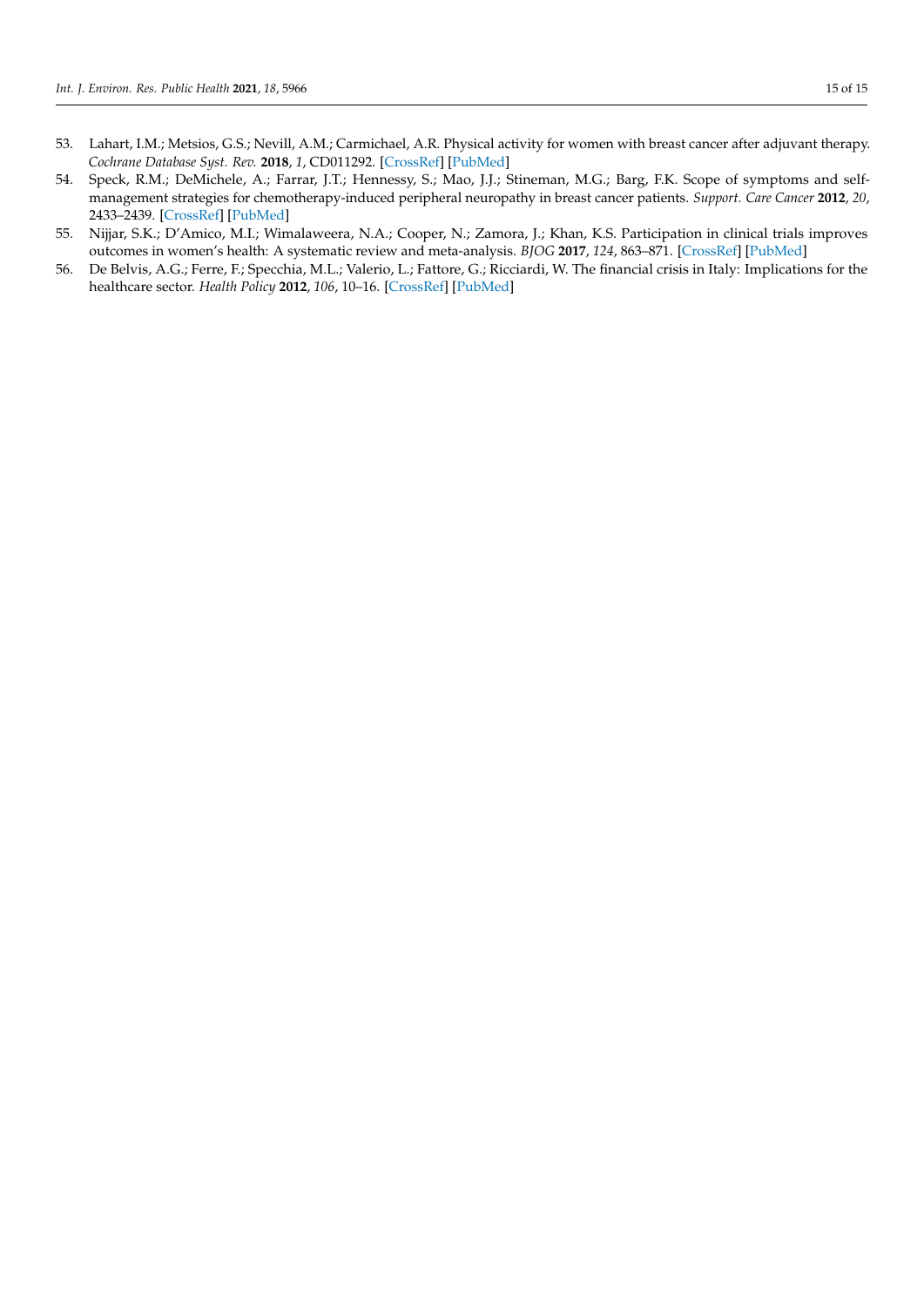53. Lahart, I.M.; Metsios, G.S.; Nevill, A.M.; Carmichael, A.R. Physical activity for women with breast cancer after adjuvant therapy. *Cochrane Database Syst. Rev.* **2018**, *1*, CD011292. [CrossRef] [PubMed]
54. Speck, R.M.; DeMichele, A.; Farrar, J.T.; Hennessy, S.; Mao, J.J.; Stineman, M.G.; Barg, F.K. Scope of symptoms and self-management strategies for chemotherapy-induced peripheral neuropathy in breast cancer patients. *Support. Care Cancer* **2012**, *20*, 2433–2439. [CrossRef] [PubMed]
55. Nijjar, S.K.; D'Amico, M.I.; Wimalaweera, N.A.; Cooper, N.; Zamora, J.; Khan, K.S. Participation in clinical trials improves outcomes in women's health: A systematic review and meta-analysis. *BJOG* **2017**, *124*, 863–871. [CrossRef] [PubMed]
56. De Belvis, A.G.; Ferre, F.; Specchia, M.L.; Valerio, L.; Fattore, G.; Ricciardi, W. The financial crisis in Italy: Implications for the healthcare sector. *Health Policy* **2012**, *106*, 10–16. [CrossRef] [PubMed]